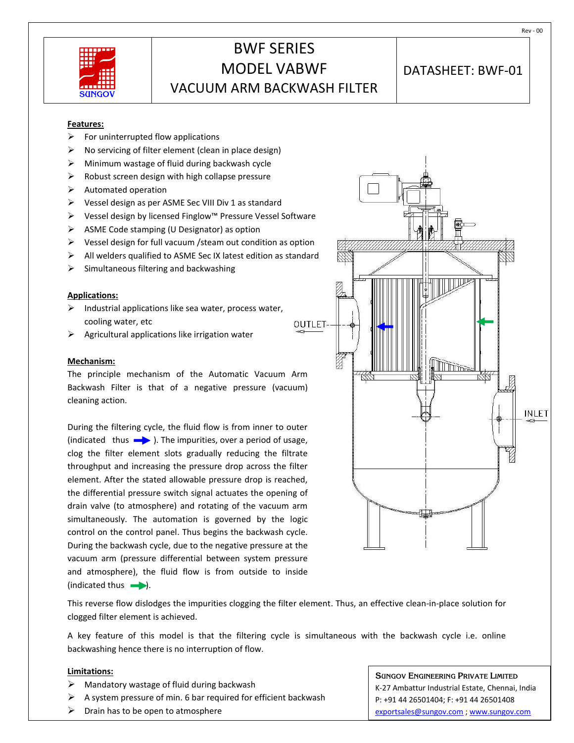# BWF SERIES
## MODEL VABWF
## VACUUM ARM BACKWASH FILTER

**DATASHEET: BWF-01**

Rev - 00

**Features:**

- For uninterrupted flow applications
- No servicing of filter element (clean in place design)
- Minimum wastage of fluid during backwash cycle
- Robust screen design with high collapse pressure
- Automated operation
- Vessel design as per ASME Sec VIII Div 1 as standard
- Vessel design by licensed Finglow™ Pressure Vessel Software
- ASME Code stamping (U Designator) as option
- Vessel design for full vacuum /steam out condition as option
- All welders qualified to ASME Sec IX latest edition as standard
- Simultaneous filtering and backwashing

**Applications:**

- Industrial applications like sea water, process water, cooling water, etc
- Agricultural applications like irrigation water

**Mechanism:**

The principle mechanism of the Automatic Vacuum Arm Backwash Filter is that of a negative pressure (vacuum) cleaning action.

During the filtering cycle, the fluid flow is from inner to outer (indicated thus ➡). The impurities, over a period of usage, clog the filter element slots gradually reducing the filtrate throughput and increasing the pressure drop across the filter element. After the stated allowable pressure drop is reached, the differential pressure switch signal actuates the opening of drain valve (to atmosphere) and rotating of the vacuum arm simultaneously. The automation is governed by the logic control on the control panel. Thus begins the backwash cycle. During the backwash cycle, due to the negative pressure at the vacuum arm (pressure differential between system pressure and atmosphere), the fluid flow is from outside to inside (indicated thus ➡).

This reverse flow dislodges the impurities clogging the filter element. Thus, an effective clean-in-place solution for clogged filter element is achieved.

A key feature of this model is that the filtering cycle is simultaneous with the backwash cycle i.e. online backwashing hence there is no interruption of flow.

OUTLET

INLET

**Limitations:**

- Mandatory wastage of fluid during backwash
- A system pressure of min. 6 bar required for efficient backwash
- Drain has to be open to atmosphere

**SUNGOV ENGINEERING PRIVATE LIMITED**
K-27 Ambattur Industrial Estate, Chennai, India
P: +91 44 26501404; F: +91 44 26501408
exportsales@sungov.com ; www.sungov.com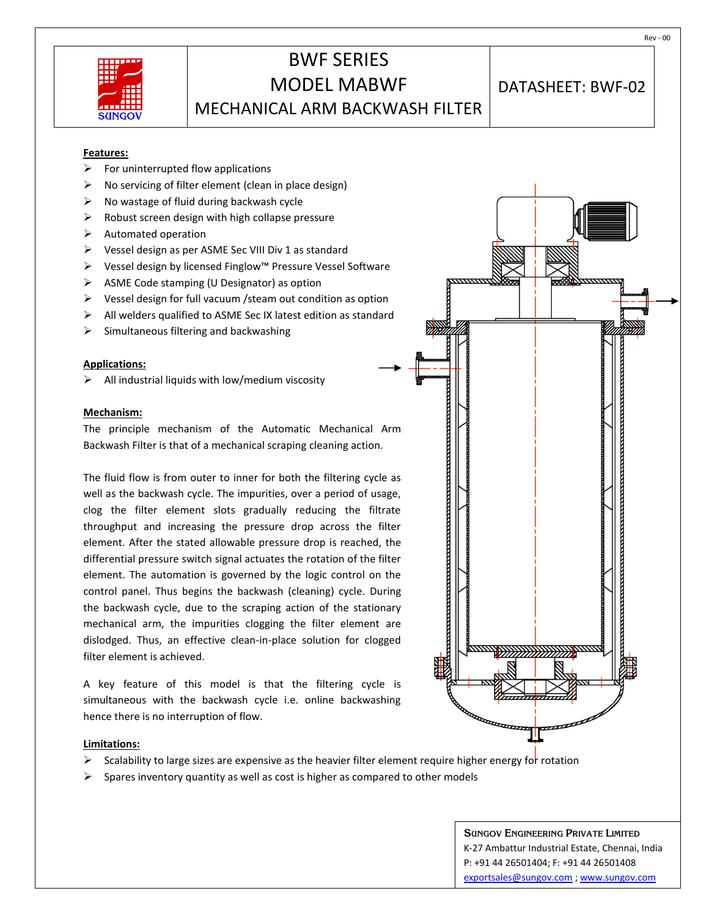| SUNGOV | BWF SERIES<br>MODEL MABWF<br>MECHANICAL ARM BACKWASH FILTER | DATASHEET: BWF-02 |
|---|---|---|

**Features:**

- For uninterrupted flow applications
- No servicing of filter element (clean in place design)
- No wastage of fluid during backwash cycle
- Robust screen design with high collapse pressure
- Automated operation
- Vessel design as per ASME Sec VIII Div 1 as standard
- Vessel design by licensed Finglow™ Pressure Vessel Software
- ASME Code stamping (U Designator) as option
- Vessel design for full vacuum /steam out condition as option
- All welders qualified to ASME Sec IX latest edition as standard
- Simultaneous filtering and backwashing

**Applications:**

- All industrial liquids with low/medium viscosity

**Mechanism:**

The principle mechanism of the Automatic Mechanical Arm Backwash Filter is that of a mechanical scraping cleaning action.

The fluid flow is from outer to inner for both the filtering cycle as well as the backwash cycle. The impurities, over a period of usage, clog the filter element slots gradually reducing the filtrate throughput and increasing the pressure drop across the filter element. After the stated allowable pressure drop is reached, the differential pressure switch signal actuates the rotation of the filter element. The automation is governed by the logic control on the control panel. Thus begins the backwash (cleaning) cycle. During the backwash cycle, due to the scraping action of the stationary mechanical arm, the impurities clogging the filter element are dislodged. Thus, an effective clean-in-place solution for clogged filter element is achieved.

A key feature of this model is that the filtering cycle is simultaneous with the backwash cycle i.e. online backwashing hence there is no interruption of flow.

**Limitations:**

- Scalability to large sizes are expensive as the heavier filter element require higher energy for rotation
- Spares inventory quantity as well as cost is higher as compared to other models

SUNGOV ENGINEERING PRIVATE LIMITED
K-27 Ambattur Industrial Estate, Chennai, India
P: +91 44 26501404; F: +91 44 26501408
exportsales@sungov.com ; www.sungov.com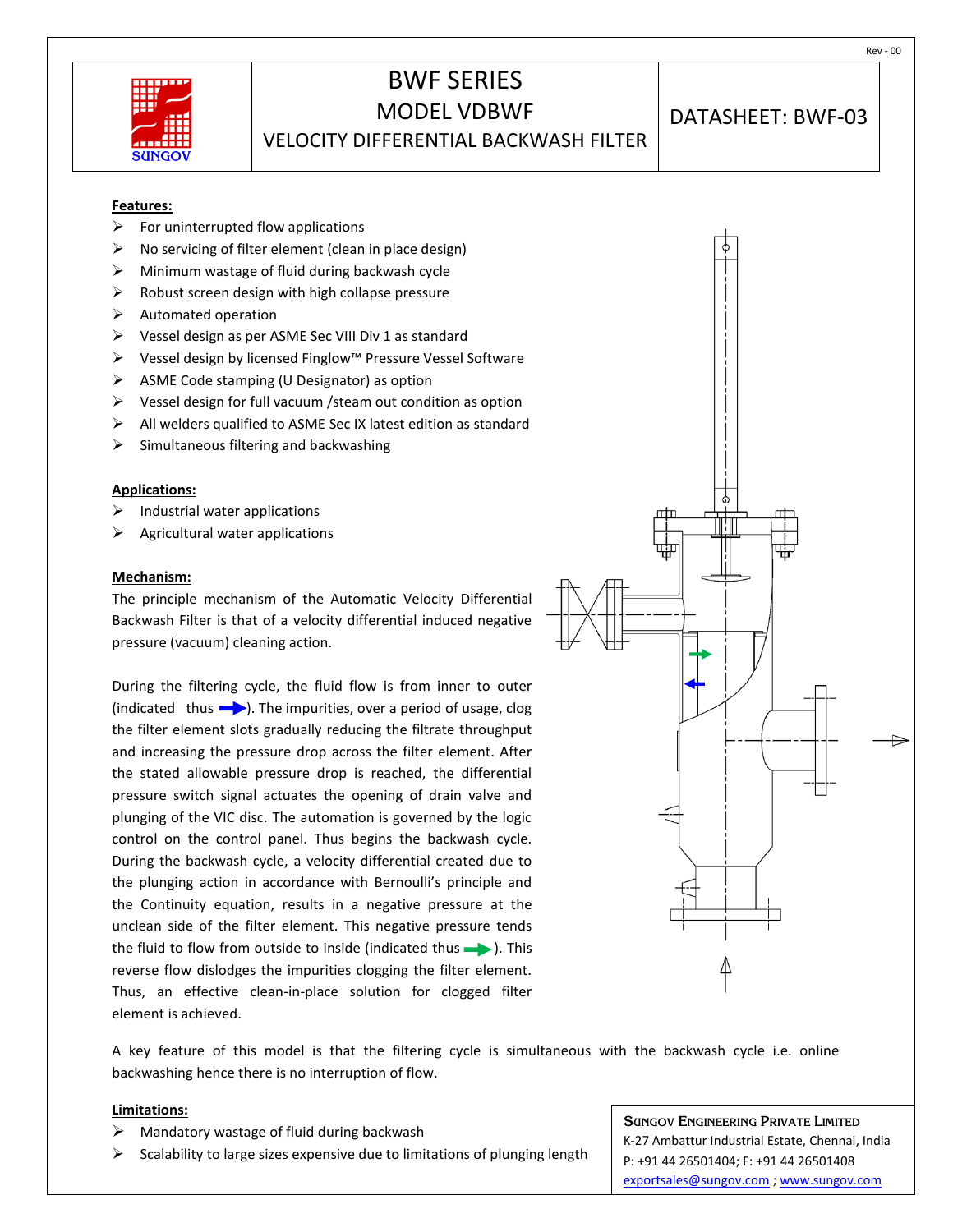# BWF SERIES

## MODEL VDBWF

## VELOCITY DIFFERENTIAL BACKWASH FILTER

**DATASHEET: BWF-03**

Rev - 00

**Features:**

- For uninterrupted flow applications
- No servicing of filter element (clean in place design)
- Minimum wastage of fluid during backwash cycle
- Robust screen design with high collapse pressure
- Automated operation
- Vessel design as per ASME Sec VIII Div 1 as standard
- Vessel design by licensed Finglow™ Pressure Vessel Software
- ASME Code stamping (U Designator) as option
- Vessel design for full vacuum /steam out condition as option
- All welders qualified to ASME Sec IX latest edition as standard
- Simultaneous filtering and backwashing

**Applications:**

- Industrial water applications
- Agricultural water applications

**Mechanism:**

The principle mechanism of the Automatic Velocity Differential Backwash Filter is that of a velocity differential induced negative pressure (vacuum) cleaning action.

During the filtering cycle, the fluid flow is from inner to outer (indicated thus ➡). The impurities, over a period of usage, clog the filter element slots gradually reducing the filtrate throughput and increasing the pressure drop across the filter element. After the stated allowable pressure drop is reached, the differential pressure switch signal actuates the opening of drain valve and plunging of the VIC disc. The automation is governed by the logic control on the control panel. Thus begins the backwash cycle. During the backwash cycle, a velocity differential created due to the plunging action in accordance with Bernoulli's principle and the Continuity equation, results in a negative pressure at the unclean side of the filter element. This negative pressure tends the fluid to flow from outside to inside (indicated thus ➡). This reverse flow dislodges the impurities clogging the filter element. Thus, an effective clean-in-place solution for clogged filter element is achieved.

A key feature of this model is that the filtering cycle is simultaneous with the backwash cycle i.e. online backwashing hence there is no interruption of flow.

**Limitations:**

- Mandatory wastage of fluid during backwash
- Scalability to large sizes expensive due to limitations of plunging length

**SUNGOV ENGINEERING PRIVATE LIMITED**
K-27 Ambattur Industrial Estate, Chennai, India
P: +91 44 26501404; F: +91 44 26501408
exportsales@sungov.com ; www.sungov.com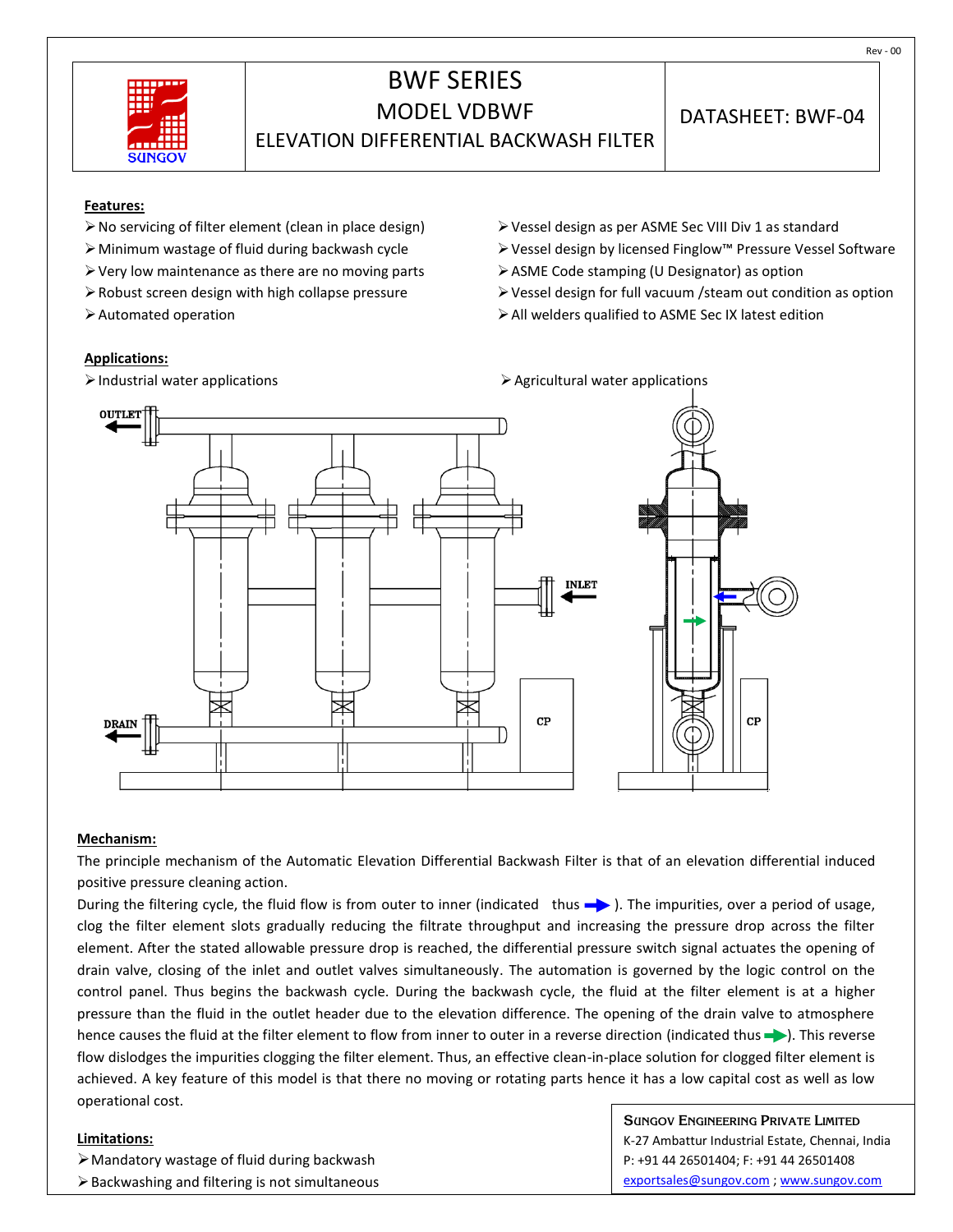# BWF SERIES

## MODEL VDBWF

## ELEVATION DIFFERENTIAL BACKWASH FILTER

DATASHEET: BWF-04

Rev - 00

**Features:**

- No servicing of filter element (clean in place design)
- Minimum wastage of fluid during backwash cycle
- Very low maintenance as there are no moving parts
- Robust screen design with high collapse pressure
- Automated operation
- Vessel design as per ASME Sec VIII Div 1 as standard
- Vessel design by licensed Finglow™ Pressure Vessel Software
- ASME Code stamping (U Designator) as option
- Vessel design for full vacuum /steam out condition as option
- All welders qualified to ASME Sec IX latest edition

**Applications:**

- Industrial water applications
- Agricultural water applications

OUTLET

INLET

DRAIN

CP

CP

**Mechanism:**

The principle mechanism of the Automatic Elevation Differential Backwash Filter is that of an elevation differential induced positive pressure cleaning action.

During the filtering cycle, the fluid flow is from outer to inner (indicated thus ➡). The impurities, over a period of usage, clog the filter element slots gradually reducing the filtrate throughput and increasing the pressure drop across the filter element. After the stated allowable pressure drop is reached, the differential pressure switch signal actuates the opening of drain valve, closing of the inlet and outlet valves simultaneously. The automation is governed by the logic control on the control panel. Thus begins the backwash cycle. During the backwash cycle, the fluid at the filter element is at a higher pressure than the fluid in the outlet header due to the elevation difference. The opening of the drain valve to atmosphere hence causes the fluid at the filter element to flow from inner to outer in a reverse direction (indicated thus ➡). This reverse flow dislodges the impurities clogging the filter element. Thus, an effective clean-in-place solution for clogged filter element is achieved. A key feature of this model is that there no moving or rotating parts hence it has a low capital cost as well as low operational cost.

**Limitations:**

- Mandatory wastage of fluid during backwash
- Backwashing and filtering is not simultaneous

SUNGOV ENGINEERING PRIVATE LIMITED
K-27 Ambattur Industrial Estate, Chennai, India
P: +91 44 26501404; F: +91 44 26501408
exportsales@sungov.com ; www.sungov.com